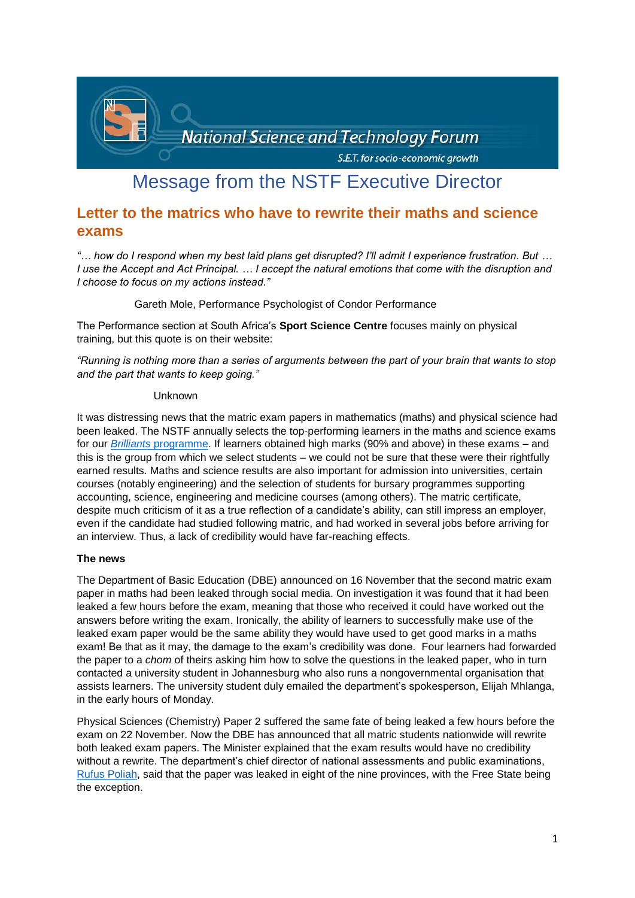National Science and Technology Forum

S.E.T. for socio-economic growth

# Message from the NSTF Executive Director

## Letter to the matrics who have to rewrite their maths and science exams

*"… how do I respond when my best laid plans get disrupted? I'll admit I experience frustration. But … I use the Accept and Act Principal. … I accept the natural emotions that come with the disruption and I choose to focus on my actions instead."*

Gareth Mole, Performance Psychologist of Condor Performance

The Performance section at South Africa's **Sport Science Centre** focuses mainly on physical training, but this quote is on their website:

*"Running is nothing more than a series of arguments between the part of your brain that wants to stop and the part that wants to keep going."*

Unknown

It was distressing news that the matric exam papers in mathematics (maths) and physical science had been leaked. The NSTF annually selects the top-performing learners in the maths and science exams for our *Brilliants* programme. If learners obtained high marks (90% and above) in these exams – and this is the group from which we select students – we could not be sure that these were their rightfully earned results. Maths and science results are also important for admission into universities, certain courses (notably engineering) and the selection of students for bursary programmes supporting accounting, science, engineering and medicine courses (among others). The matric certificate, despite much criticism of it as a true reflection of a candidate's ability, can still impress an employer, even if the candidate had studied following matric, and had worked in several jobs before arriving for an interview. Thus, a lack of credibility would have far-reaching effects.

**The news**

The Department of Basic Education (DBE) announced on 16 November that the second matric exam paper in maths had been leaked through social media. On investigation it was found that it had been leaked a few hours before the exam, meaning that those who received it could have worked out the answers before writing the exam. Ironically, the ability of learners to successfully make use of the leaked exam paper would be the same ability they would have used to get good marks in a maths exam! Be that as it may, the damage to the exam's credibility was done. Four learners had forwarded the paper to a *chom* of theirs asking him how to solve the questions in the leaked paper, who in turn contacted a university student in Johannesburg who also runs a nongovernmental organisation that assists learners. The university student duly emailed the department's spokesperson, Elijah Mhlanga, in the early hours of Monday.

Physical Sciences (Chemistry) Paper 2 suffered the same fate of being leaked a few hours before the exam on 22 November. Now the DBE has announced that all matric students nationwide will rewrite both leaked exam papers. The Minister explained that the exam results would have no credibility without a rewrite. The department's chief director of national assessments and public examinations, Rufus Poliah, said that the paper was leaked in eight of the nine provinces, with the Free State being the exception.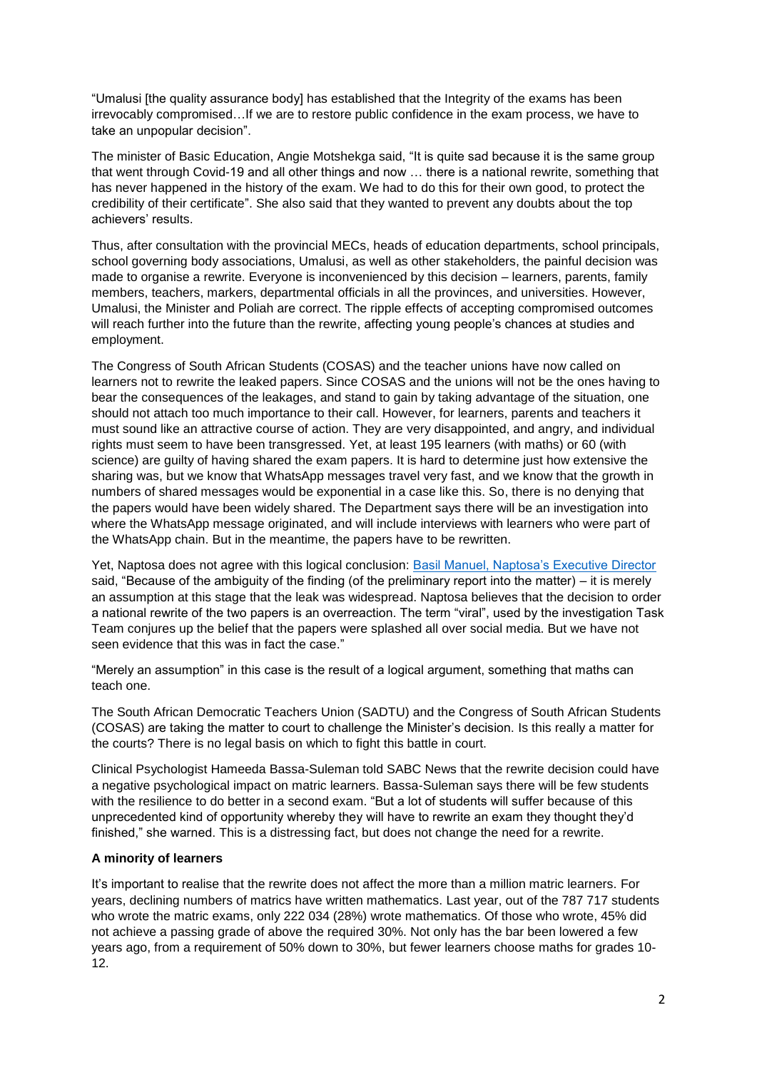"Umalusi [the quality assurance body] has established that the Integrity of the exams has been irrevocably compromised…If we are to restore public confidence in the exam process, we have to take an unpopular decision".

The minister of Basic Education, Angie Motshekga said, "It is quite sad because it is the same group that went through Covid-19 and all other things and now … there is a national rewrite, something that has never happened in the history of the exam. We had to do this for their own good, to protect the credibility of their certificate". She also said that they wanted to prevent any doubts about the top achievers' results.

Thus, after consultation with the provincial MECs, heads of education departments, school principals, school governing body associations, Umalusi, as well as other stakeholders, the painful decision was made to organise a rewrite. Everyone is inconvenienced by this decision – learners, parents, family members, teachers, markers, departmental officials in all the provinces, and universities. However, Umalusi, the Minister and Poliah are correct. The ripple effects of accepting compromised outcomes will reach further into the future than the rewrite, affecting young people's chances at studies and employment.

The Congress of South African Students (COSAS) and the teacher unions have now called on learners not to rewrite the leaked papers. Since COSAS and the unions will not be the ones having to bear the consequences of the leakages, and stand to gain by taking advantage of the situation, one should not attach too much importance to their call. However, for learners, parents and teachers it must sound like an attractive course of action. They are very disappointed, and angry, and individual rights must seem to have been transgressed. Yet, at least 195 learners (with maths) or 60 (with science) are guilty of having shared the exam papers. It is hard to determine just how extensive the sharing was, but we know that WhatsApp messages travel very fast, and we know that the growth in numbers of shared messages would be exponential in a case like this. So, there is no denying that the papers would have been widely shared. The Department says there will be an investigation into where the WhatsApp message originated, and will include interviews with learners who were part of the WhatsApp chain. But in the meantime, the papers have to be rewritten.

Yet, Naptosa does not agree with this logical conclusion: Basil Manuel, Naptosa's Executive Director said, "Because of the ambiguity of the finding (of the preliminary report into the matter) – it is merely an assumption at this stage that the leak was widespread. Naptosa believes that the decision to order a national rewrite of the two papers is an overreaction. The term "viral", used by the investigation Task Team conjures up the belief that the papers were splashed all over social media. But we have not seen evidence that this was in fact the case."

"Merely an assumption" in this case is the result of a logical argument, something that maths can teach one.

The South African Democratic Teachers Union (SADTU) and the Congress of South African Students (COSAS) are taking the matter to court to challenge the Minister's decision. Is this really a matter for the courts? There is no legal basis on which to fight this battle in court.

Clinical Psychologist Hameeda Bassa-Suleman told SABC News that the rewrite decision could have a negative psychological impact on matric learners. Bassa-Suleman says there will be few students with the resilience to do better in a second exam. "But a lot of students will suffer because of this unprecedented kind of opportunity whereby they will have to rewrite an exam they thought they'd finished," she warned. This is a distressing fact, but does not change the need for a rewrite.

**A minority of learners**

It's important to realise that the rewrite does not affect the more than a million matric learners. For years, declining numbers of matrics have written mathematics. Last year, out of the 787 717 students who wrote the matric exams, only 222 034 (28%) wrote mathematics. Of those who wrote, 45% did not achieve a passing grade of above the required 30%. Not only has the bar been lowered a few years ago, from a requirement of 50% down to 30%, but fewer learners choose maths for grades 10-12.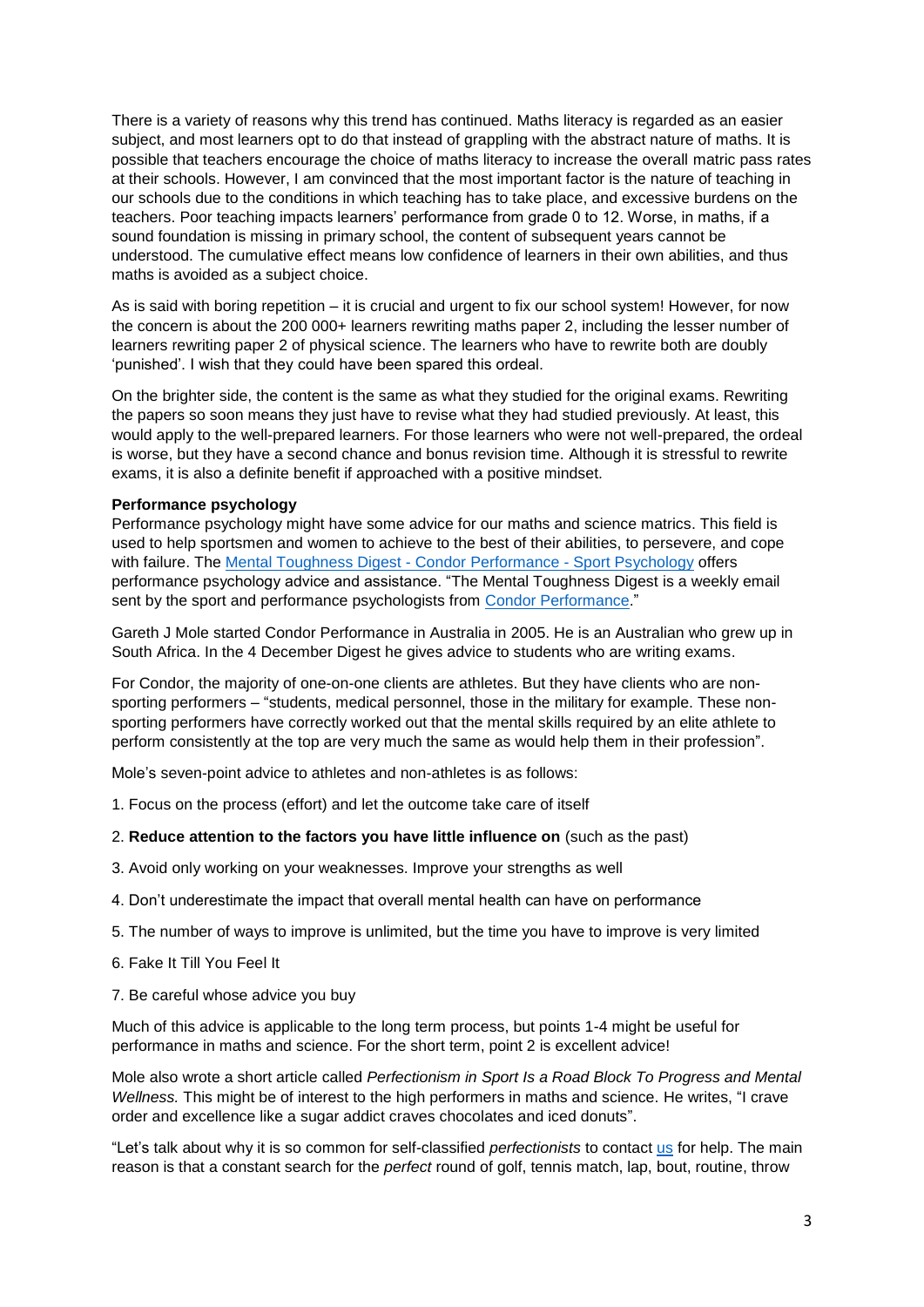There is a variety of reasons why this trend has continued. Maths literacy is regarded as an easier subject, and most learners opt to do that instead of grappling with the abstract nature of maths. It is possible that teachers encourage the choice of maths literacy to increase the overall matric pass rates at their schools. However, I am convinced that the most important factor is the nature of teaching in our schools due to the conditions in which teaching has to take place, and excessive burdens on the teachers. Poor teaching impacts learners' performance from grade 0 to 12. Worse, in maths, if a sound foundation is missing in primary school, the content of subsequent years cannot be understood. The cumulative effect means low confidence of learners in their own abilities, and thus maths is avoided as a subject choice.

As is said with boring repetition – it is crucial and urgent to fix our school system! However, for now the concern is about the 200 000+ learners rewriting maths paper 2, including the lesser number of learners rewriting paper 2 of physical science. The learners who have to rewrite both are doubly 'punished'. I wish that they could have been spared this ordeal.

On the brighter side, the content is the same as what they studied for the original exams. Rewriting the papers so soon means they just have to revise what they had studied previously. At least, this would apply to the well-prepared learners. For those learners who were not well-prepared, the ordeal is worse, but they have a second chance and bonus revision time. Although it is stressful to rewrite exams, it is also a definite benefit if approached with a positive mindset.

**Performance psychology**

Performance psychology might have some advice for our maths and science matrics. This field is used to help sportsmen and women to achieve to the best of their abilities, to persevere, and cope with failure. The Mental Toughness Digest - Condor Performance - Sport Psychology offers performance psychology advice and assistance. "The Mental Toughness Digest is a weekly email sent by the sport and performance psychologists from Condor Performance."

Gareth J Mole started Condor Performance in Australia in 2005. He is an Australian who grew up in South Africa. In the 4 December Digest he gives advice to students who are writing exams.

For Condor, the majority of one-on-one clients are athletes. But they have clients who are non-sporting performers – "students, medical personnel, those in the military for example. These non-sporting performers have correctly worked out that the mental skills required by an elite athlete to perform consistently at the top are very much the same as would help them in their profession".

Mole's seven-point advice to athletes and non-athletes is as follows:

1. Focus on the process (effort) and let the outcome take care of itself
2. **Reduce attention to the factors you have little influence on** (such as the past)
3. Avoid only working on your weaknesses. Improve your strengths as well
4. Don't underestimate the impact that overall mental health can have on performance
5. The number of ways to improve is unlimited, but the time you have to improve is very limited
6. Fake It Till You Feel It
7. Be careful whose advice you buy

Much of this advice is applicable to the long term process, but points 1-4 might be useful for performance in maths and science. For the short term, point 2 is excellent advice!

Mole also wrote a short article called *Perfectionism in Sport Is a Road Block To Progress and Mental Wellness.* This might be of interest to the high performers in maths and science. He writes, "I crave order and excellence like a sugar addict craves chocolates and iced donuts".

"Let's talk about why it is so common for self-classified *perfectionists* to contact us for help. The main reason is that a constant search for the *perfect* round of golf, tennis match, lap, bout, routine, throw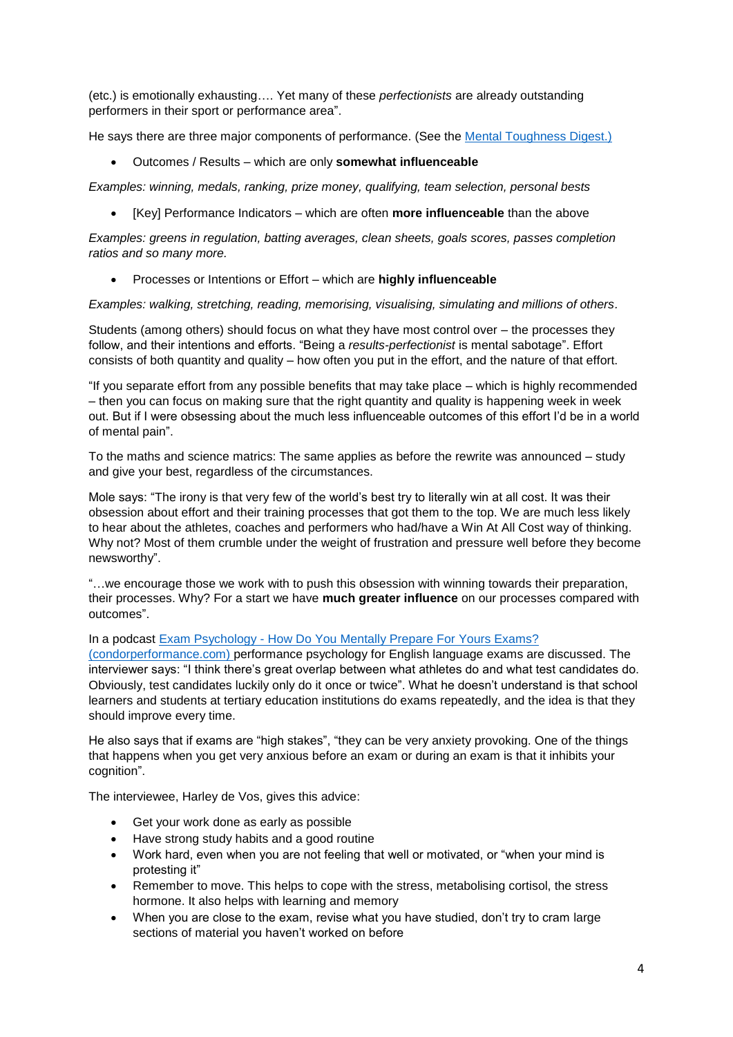(etc.) is emotionally exhausting…. Yet many of these *perfectionists* are already outstanding performers in their sport or performance area".

He says there are three major components of performance. (See the [Mental Toughness Digest.)](#)

- Outcomes / Results – which are only **somewhat influenceable**

*Examples: winning, medals, ranking, prize money, qualifying, team selection, personal bests*

- [Key] Performance Indicators – which are often **more influenceable** than the above

*Examples: greens in regulation, batting averages, clean sheets, goals scores, passes completion ratios and so many more.*

- Processes or Intentions or Effort – which are **highly influenceable**

*Examples: walking, stretching, reading, memorising, visualising, simulating and millions of others*.

Students (among others) should focus on what they have most control over – the processes they follow, and their intentions and efforts. "Being a *results-perfectionist* is mental sabotage". Effort consists of both quantity and quality – how often you put in the effort, and the nature of that effort.

"If you separate effort from any possible benefits that may take place – which is highly recommended – then you can focus on making sure that the right quantity and quality is happening week in week out. But if I were obsessing about the much less influenceable outcomes of this effort I'd be in a world of mental pain".

To the maths and science matrics: The same applies as before the rewrite was announced – study and give your best, regardless of the circumstances.

Mole says: "The irony is that very few of the world's best try to literally win at all cost. It was their obsession about effort and their training processes that got them to the top. We are much less likely to hear about the athletes, coaches and performers who had/have a Win At All Cost way of thinking. Why not? Most of them crumble under the weight of frustration and pressure well before they become newsworthy".

"…we encourage those we work with to push this obsession with winning towards their preparation, their processes. Why? For a start we have **much greater influence** on our processes compared with outcomes".

In a podcast [Exam Psychology - How Do You Mentally Prepare For Yours Exams? (condorperformance.com)](#) performance psychology for English language exams are discussed. The interviewer says: "I think there's great overlap between what athletes do and what test candidates do. Obviously, test candidates luckily only do it once or twice". What he doesn't understand is that school learners and students at tertiary education institutions do exams repeatedly, and the idea is that they should improve every time.

He also says that if exams are "high stakes", "they can be very anxiety provoking. One of the things that happens when you get very anxious before an exam or during an exam is that it inhibits your cognition".

The interviewee, Harley de Vos, gives this advice:

- Get your work done as early as possible
- Have strong study habits and a good routine
- Work hard, even when you are not feeling that well or motivated, or "when your mind is protesting it"
- Remember to move. This helps to cope with the stress, metabolising cortisol, the stress hormone. It also helps with learning and memory
- When you are close to the exam, revise what you have studied, don't try to cram large sections of material you haven't worked on before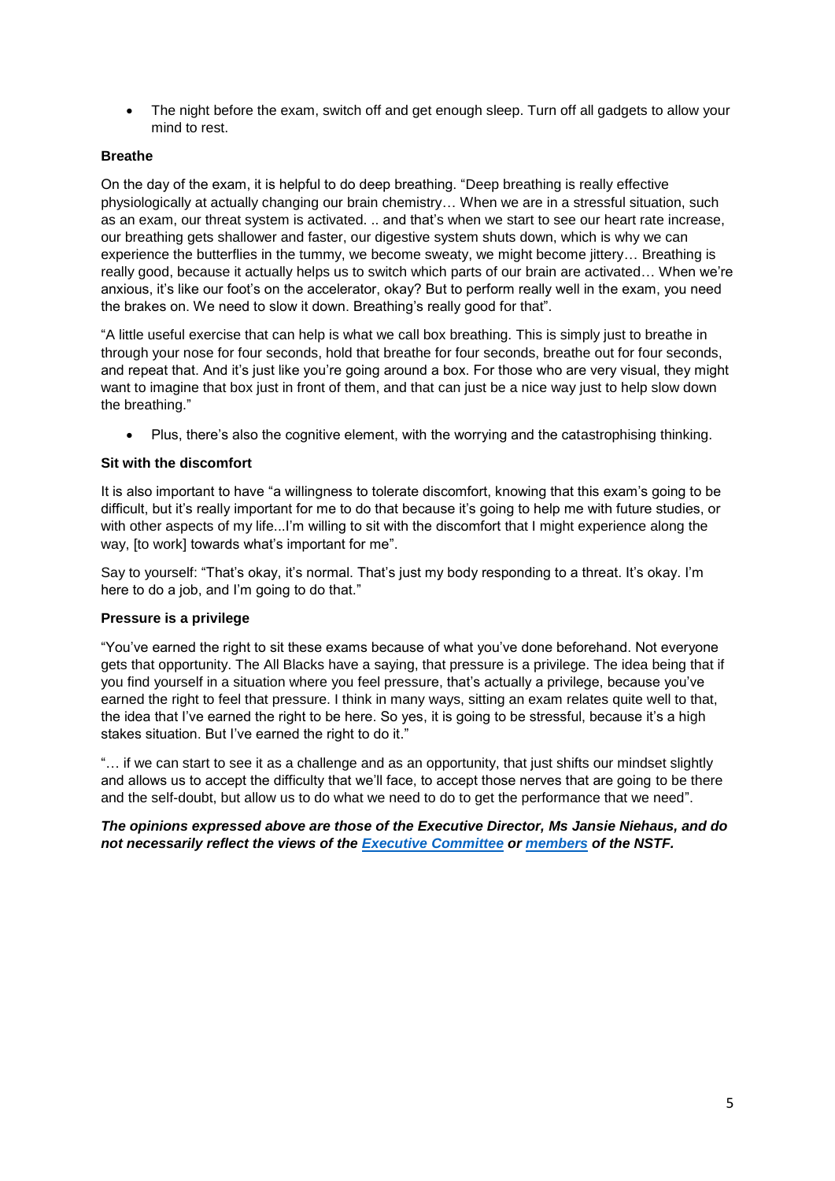- The night before the exam, switch off and get enough sleep. Turn off all gadgets to allow your mind to rest.

**Breathe**

On the day of the exam, it is helpful to do deep breathing. "Deep breathing is really effective physiologically at actually changing our brain chemistry… When we are in a stressful situation, such as an exam, our threat system is activated. .. and that's when we start to see our heart rate increase, our breathing gets shallower and faster, our digestive system shuts down, which is why we can experience the butterflies in the tummy, we become sweaty, we might become jittery… Breathing is really good, because it actually helps us to switch which parts of our brain are activated… When we're anxious, it's like our foot's on the accelerator, okay? But to perform really well in the exam, you need the brakes on. We need to slow it down. Breathing's really good for that".

"A little useful exercise that can help is what we call box breathing. This is simply just to breathe in through your nose for four seconds, hold that breathe for four seconds, breathe out for four seconds, and repeat that. And it's just like you're going around a box. For those who are very visual, they might want to imagine that box just in front of them, and that can just be a nice way just to help slow down the breathing."

- Plus, there's also the cognitive element, with the worrying and the catastrophising thinking.

**Sit with the discomfort**

It is also important to have "a willingness to tolerate discomfort, knowing that this exam's going to be difficult, but it's really important for me to do that because it's going to help me with future studies, or with other aspects of my life...I'm willing to sit with the discomfort that I might experience along the way, [to work] towards what's important for me".

Say to yourself: "That's okay, it's normal. That's just my body responding to a threat. It's okay. I'm here to do a job, and I'm going to do that."

**Pressure is a privilege**

"You've earned the right to sit these exams because of what you've done beforehand. Not everyone gets that opportunity. The All Blacks have a saying, that pressure is a privilege. The idea being that if you find yourself in a situation where you feel pressure, that's actually a privilege, because you've earned the right to feel that pressure. I think in many ways, sitting an exam relates quite well to that, the idea that I've earned the right to be here. So yes, it is going to be stressful, because it's a high stakes situation. But I've earned the right to do it."

"… if we can start to see it as a challenge and as an opportunity, that just shifts our mindset slightly and allows us to accept the difficulty that we'll face, to accept those nerves that are going to be there and the self-doubt, but allow us to do what we need to do to get the performance that we need".

***The opinions expressed above are those of the Executive Director, Ms Jansie Niehaus, and do not necessarily reflect the views of the Executive Committee or members of the NSTF.***